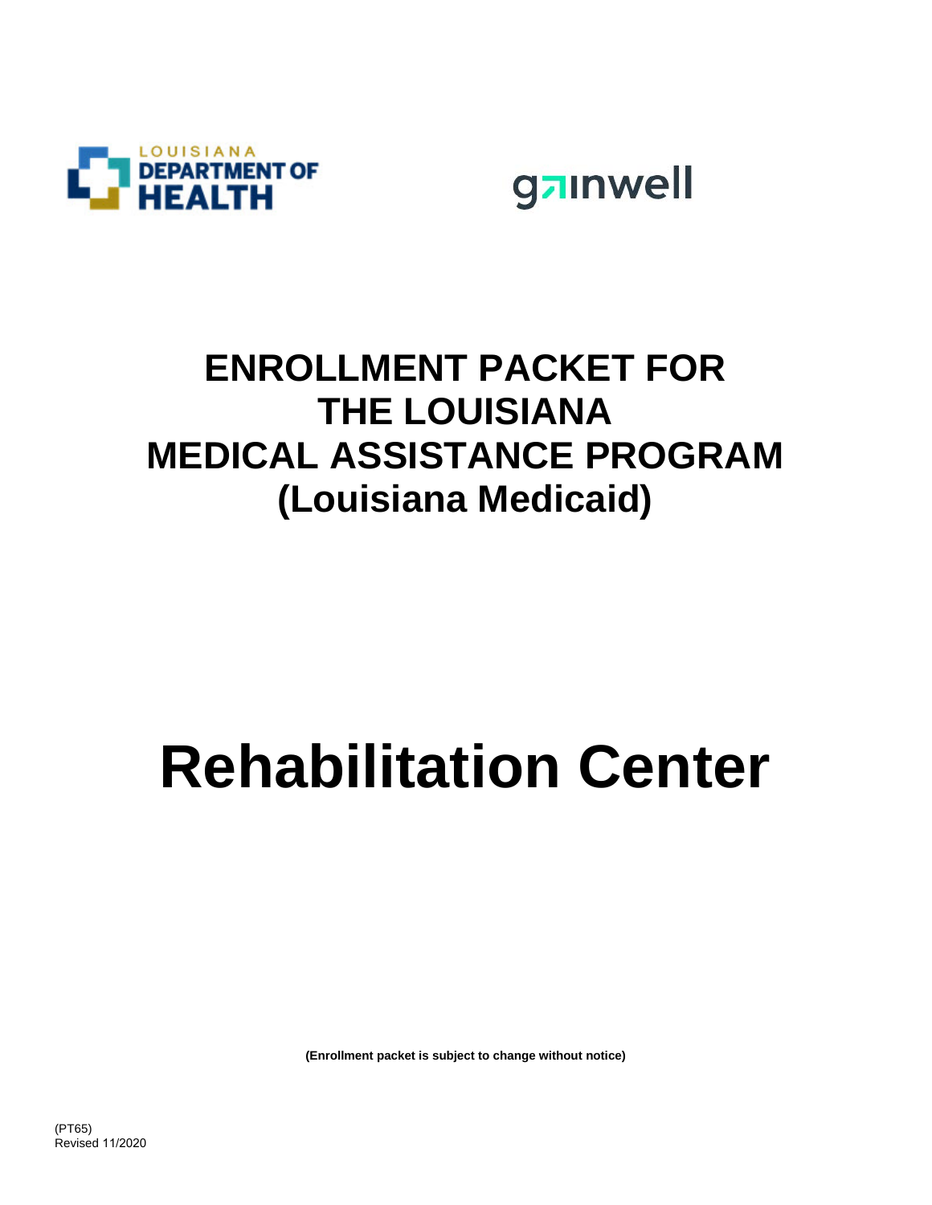LOUISIANA DEPARTMENT OF HEALTH

gainwell

# ENROLLMENT PACKET FOR THE LOUISIANA MEDICAL ASSISTANCE PROGRAM (Louisiana Medicaid)

# Rehabilitation Center

**(Enrollment packet is subject to change without notice)**

(PT65)
Revised 11/2020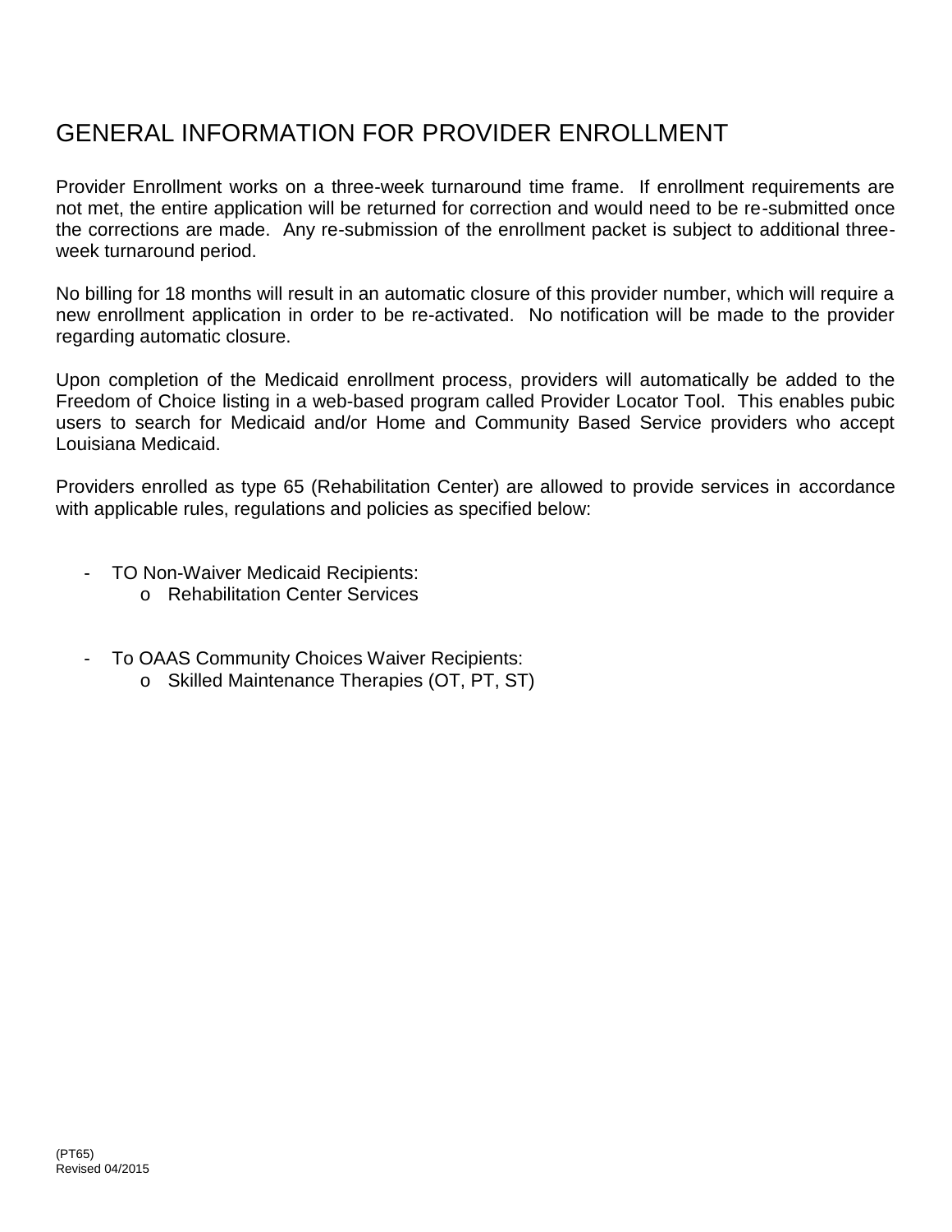# GENERAL INFORMATION FOR PROVIDER ENROLLMENT

Provider Enrollment works on a three-week turnaround time frame. If enrollment requirements are not met, the entire application will be returned for correction and would need to be re-submitted once the corrections are made. Any re-submission of the enrollment packet is subject to additional three-week turnaround period.

No billing for 18 months will result in an automatic closure of this provider number, which will require a new enrollment application in order to be re-activated. No notification will be made to the provider regarding automatic closure.

Upon completion of the Medicaid enrollment process, providers will automatically be added to the Freedom of Choice listing in a web-based program called Provider Locator Tool. This enables pubic users to search for Medicaid and/or Home and Community Based Service providers who accept Louisiana Medicaid.

Providers enrolled as type 65 (Rehabilitation Center) are allowed to provide services in accordance with applicable rules, regulations and policies as specified below:

- TO Non-Waiver Medicaid Recipients:
  - Rehabilitation Center Services

- To OAAS Community Choices Waiver Recipients:
  - Skilled Maintenance Therapies (OT, PT, ST)

(PT65)
Revised 04/2015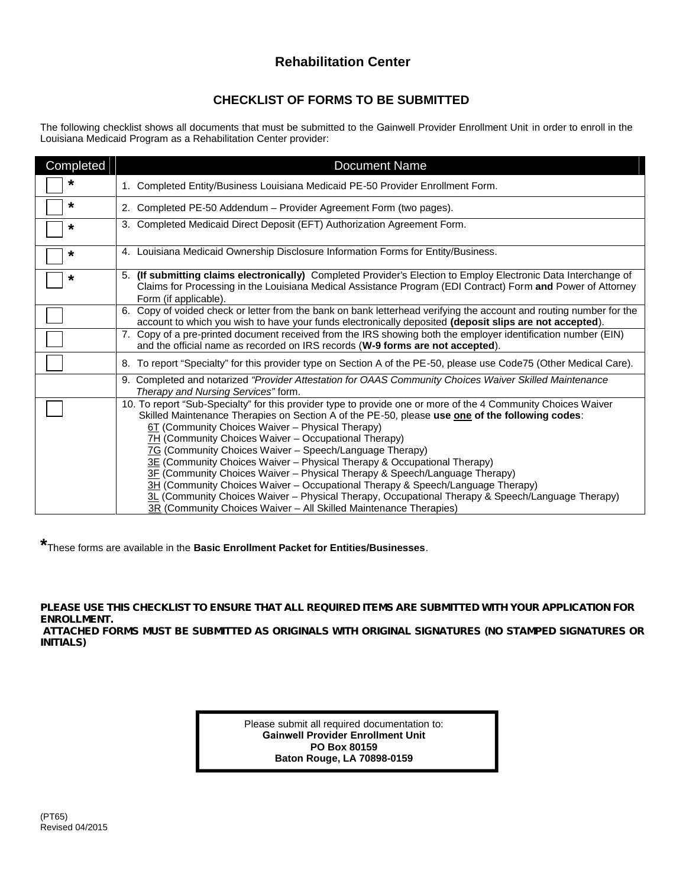# Rehabilitation Center

## CHECKLIST OF FORMS TO BE SUBMITTED

The following checklist shows all documents that must be submitted to the Gainwell Provider Enrollment Unit in order to enroll in the Louisiana Medicaid Program as a Rehabilitation Center provider:

| Completed | Document Name |
|---|---|
| ☐ * | 1. Completed Entity/Business Louisiana Medicaid PE-50 Provider Enrollment Form. |
| ☐ * | 2. Completed PE-50 Addendum – Provider Agreement Form (two pages). |
| ☐ * | 3. Completed Medicaid Direct Deposit (EFT) Authorization Agreement Form. |
| ☐ * | 4. Louisiana Medicaid Ownership Disclosure Information Forms for Entity/Business. |
| ☐ * | 5. **(If submitting claims electronically)** Completed Provider's Election to Employ Electronic Data Interchange of Claims for Processing in the Louisiana Medical Assistance Program (EDI Contract) Form **and** Power of Attorney Form (if applicable). |
| ☐ | 6. Copy of voided check or letter from the bank on bank letterhead verifying the account and routing number for the account to which you wish to have your funds electronically deposited **(deposit slips are not accepted)**. |
| ☐ | 7. Copy of a pre-printed document received from the IRS showing both the employer identification number (EIN) and the official name as recorded on IRS records (**W-9 forms are not accepted**). |
| ☐ | 8. To report "Specialty" for this provider type on Section A of the PE-50, please use Code75 (Other Medical Care). |
| | 9. Completed and notarized *"Provider Attestation for OAAS Community Choices Waiver Skilled Maintenance Therapy and Nursing Services"* form. |
| ☐ | 10. To report "Sub-Specialty" for this provider type to provide one or more of the 4 Community Choices Waiver Skilled Maintenance Therapies on Section A of the PE-50, please **use one of the following codes**:<br>6T (Community Choices Waiver – Physical Therapy)<br>7H (Community Choices Waiver – Occupational Therapy)<br>7G (Community Choices Waiver – Speech/Language Therapy)<br>3E (Community Choices Waiver – Physical Therapy & Occupational Therapy)<br>3F (Community Choices Waiver – Physical Therapy & Speech/Language Therapy)<br>3H (Community Choices Waiver – Occupational Therapy & Speech/Language Therapy)<br>3L (Community Choices Waiver – Physical Therapy, Occupational Therapy & Speech/Language Therapy)<br>3R (Community Choices Waiver – All Skilled Maintenance Therapies) |

*These forms are available in the **Basic Enrollment Packet for Entities/Businesses**.

**PLEASE USE THIS CHECKLIST TO ENSURE THAT ALL REQUIRED ITEMS ARE SUBMITTED WITH YOUR APPLICATION FOR ENROLLMENT.**

**ATTACHED FORMS MUST BE SUBMITTED AS ORIGINALS WITH ORIGINAL SIGNATURES (NO STAMPED SIGNATURES OR INITIALS)**

Please submit all required documentation to:
**Gainwell Provider Enrollment Unit**
**PO Box 80159**
**Baton Rouge, LA 70898-0159**

(PT65)
Revised 04/2015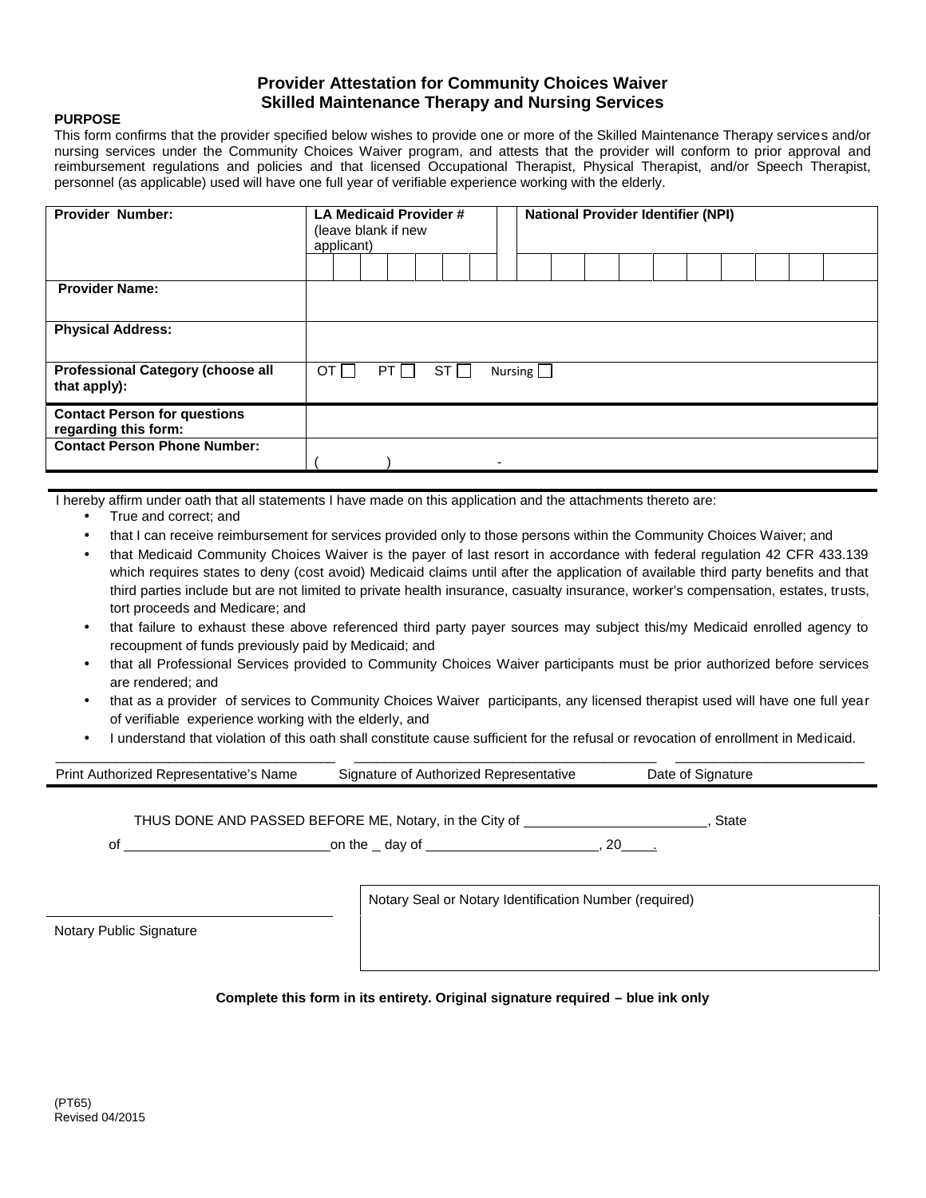# Provider Attestation for Community Choices Waiver
## Skilled Maintenance Therapy and Nursing Services

**PURPOSE**

This form confirms that the provider specified below wishes to provide one or more of the Skilled Maintenance Therapy services and/or nursing services under the Community Choices Waiver program, and attests that the provider will conform to prior approval and reimbursement regulations and policies and that licensed Occupational Therapist, Physical Therapist, and/or Speech Therapist, personnel (as applicable) used will have one full year of verifiable experience working with the elderly.

| | | |
|---|---|---|
| **Provider Number:** | **LA Medicaid Provider #** (leave blank if new applicant) | **National Provider Identifier (NPI)** |
| **Provider Name:** | | |
| **Physical Address:** | | |
| **Professional Category (choose all that apply):** | OT ☐ PT ☐ ST ☐ Nursing ☐ | |
| **Contact Person for questions regarding this form:** | | |
| **Contact Person Phone Number:** | ( ) - | |

I hereby affirm under oath that all statements I have made on this application and the attachments thereto are:

- True and correct; and
- that I can receive reimbursement for services provided only to those persons within the Community Choices Waiver; and
- that Medicaid Community Choices Waiver is the payer of last resort in accordance with federal regulation 42 CFR 433.139 which requires states to deny (cost avoid) Medicaid claims until after the application of available third party benefits and that third parties include but are not limited to private health insurance, casualty insurance, worker's compensation, estates, trusts, tort proceeds and Medicare; and
- that failure to exhaust these above referenced third party payer sources may subject this/my Medicaid enrolled agency to recoupment of funds previously paid by Medicaid; and
- that all Professional Services provided to Community Choices Waiver participants must be prior authorized before services are rendered; and
- that as a provider of services to Community Choices Waiver participants, any licensed therapist used will have one full year of verifiable experience working with the elderly, and
- I understand that violation of this oath shall constitute cause sufficient for the refusal or revocation of enrollment in Medicaid.

_______________________________ _______________________________ _______________________

Print Authorized Representative's Name    Signature of Authorized Representative    Date of Signature

THUS DONE AND PASSED BEFORE ME, Notary, in the City of ________________________, State of ___________________________ on the _ day of ______________________, 20____.

_______________________________

Notary Public Signature

Notary Seal or Notary Identification Number (required)

**Complete this form in its entirety. Original signature required – blue ink only**

(PT65)
Revised 04/2015